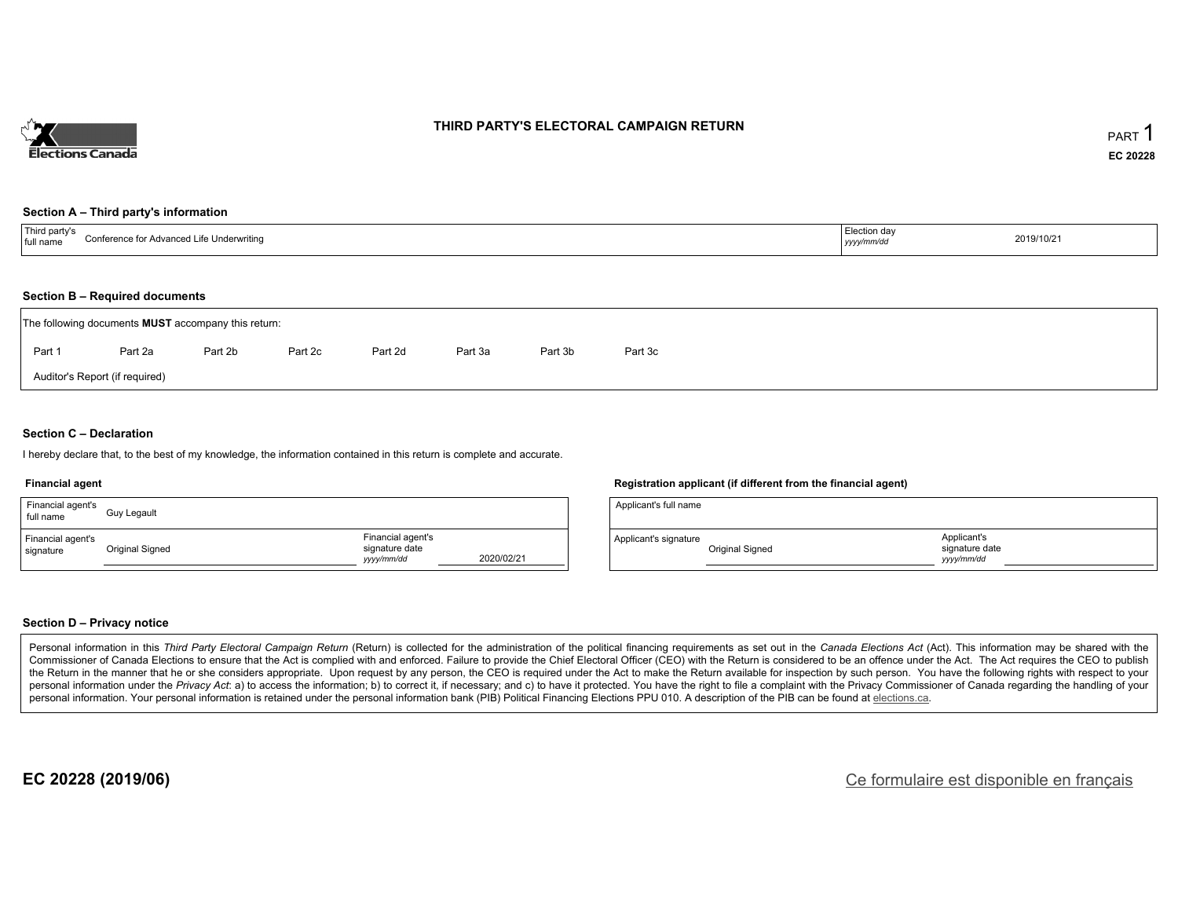# THIRD PARTY'S ELECTORAL CAMPAIGN RETURN

PART 1

EC 20228

### Section A – Third party's information

| Third party's full name | Conference for Advanced Life Underwriting | Election day *yyyy/mm/dd* | 2019/10/21 |
|---|---|---|---|

### Section B – Required documents

The following documents **MUST** accompany this return:

Part 1 | Part 2a | Part 2b | Part 2c | Part 2d | Part 3a | Part 3b | Part 3c

Auditor's Report (if required)

### Section C – Declaration

I hereby declare that, to the best of my knowledge, the information contained in this return is complete and accurate.

**Financial agent**

| Financial agent's full name | Guy Legault | | |
|---|---|---|---|
| Financial agent's signature | Original Signed | Financial agent's signature date *yyyy/mm/dd* | 2020/02/21 |

**Registration applicant (if different from the financial agent)**

| Applicant's full name | | | |
|---|---|---|---|
| Applicant's signature | Original Signed | Applicant's signature date *yyyy/mm/dd* | |

### Section D – Privacy notice

Personal information in this *Third Party Electoral Campaign Return* (Return) is collected for the administration of the political financing requirements as set out in the *Canada Elections Act* (Act). This information may be shared with the Commissioner of Canada Elections to ensure that the Act is complied with and enforced. Failure to provide the Chief Electoral Officer (CEO) with the Return is considered to be an offence under the Act. The Act requires the CEO to publish the Return in the manner that he or she considers appropriate. Upon request by any person, the CEO is required under the Act to make the Return available for inspection by such person. You have the following rights with respect to your personal information under the *Privacy Act*: a) to access the information; b) to correct it, if necessary; and c) to have it protected. You have the right to file a complaint with the Privacy Commissioner of Canada regarding the handling of your personal information. Your personal information is retained under the personal information bank (PIB) Political Financing Elections PPU 010. A description of the PIB can be found at elections.ca.

**EC 20228 (2019/06)**

Ce formulaire est disponible en français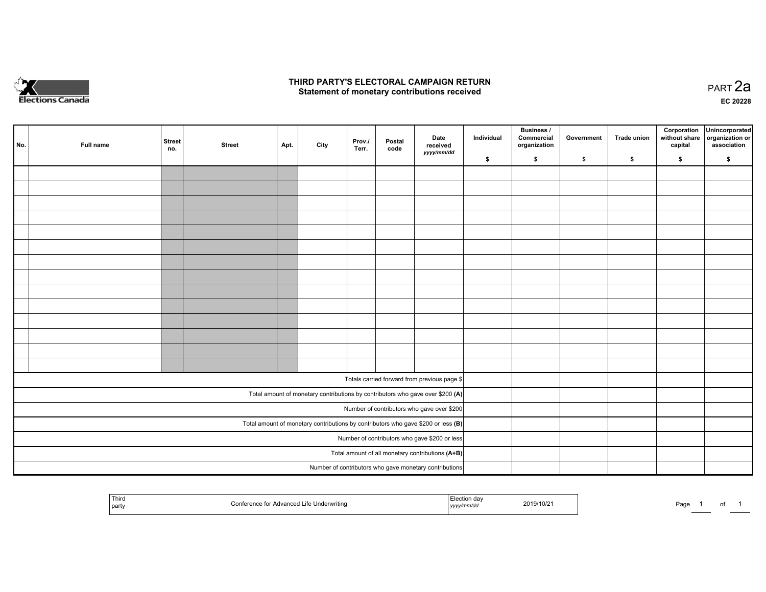# THIRD PARTY'S ELECTORAL CAMPAIGN RETURN

## Statement of monetary contributions received

PART 2a

EC 20228

| No. | Full name | Street no. | Street | Apt. | City | Prov./ Terr. | Postal code | Date received *yyyy/mm/dd* | Individual $ | Business / Commercial organization $ | Government $ | Trade union $ | Corporation without share capital $ | Unincorporated organization or association $ |
|---|---|---|---|---|---|---|---|---|---|---|---|---|---|---|
| | | | | | | | | | | | | | | |
| | | | | | | | | | | | | | | |
| | | | | | | | | | | | | | | |
| | | | | | | | | | | | | | | |
| | | | | | | | | | | | | | | |
| | | | | | | | | | | | | | | |
| | | | | | | | | | | | | | | |
| | | | | | | | | | | | | | | |
| | | | | | | | | | | | | | | |
| | | | | | | | | | | | | | | |
| | | | | | | | | | | | | | | |
| | | | | | | | | | | | | | | |
| | | | | | | | | | | | | | | |
| | | | | | | | | | | | | | | |
| Totals carried forward from previous page $ | | | | | | | | | | | | | | |
| Total amount of monetary contributions by contributors who gave over $200 **(A)** | | | | | | | | | | | | | | |
| Number of contributors who gave over $200 | | | | | | | | | | | | | | |
| Total amount of monetary contributions by contributors who gave $200 or less **(B)** | | | | | | | | | | | | | | |
| Number of contributors who gave $200 or less | | | | | | | | | | | | | | |
| Total amount of all monetary contributions **(A+B)** | | | | | | | | | | | | | | |
| Number of contributors who gave monetary contributions | | | | | | | | | | | | | | |

| Third party | Conference for Advanced Life Underwriting | Election day *yyyy/mm/dd* | 2019/10/21 |
|---|---|---|---|

Page 1 of 1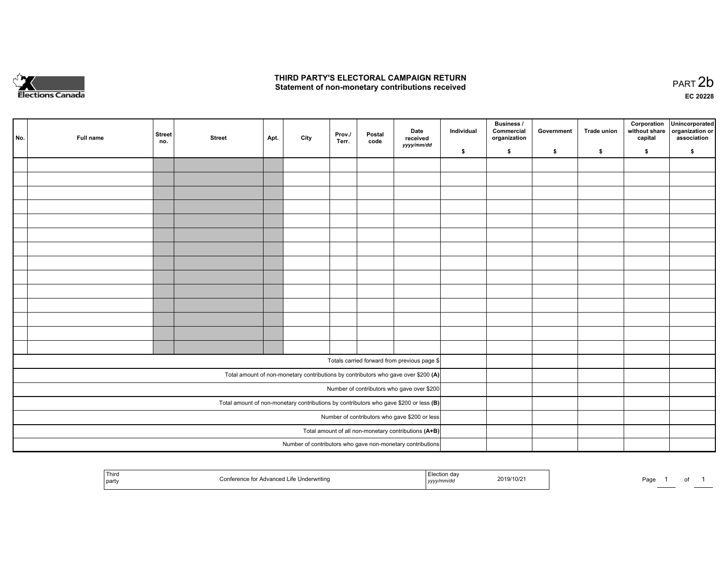Elections Canada

# THIRD PARTY'S ELECTORAL CAMPAIGN RETURN
## Statement of non-monetary contributions received

PART 2b

EC 20228

| No. | Full name | Street no. | Street | Apt. | City | Prov./ Terr. | Postal code | Date received yyyy/mm/dd | Individual $ | Business / Commercial organization $ | Government $ | Trade union $ | Corporation without share capital $ | Unincorporated organization or association $ |
|---|---|---|---|---|---|---|---|---|---|---|---|---|---|---|
| | | | | | | | | | | | | | | |
| | | | | | | | | | | | | | | |
| | | | | | | | | | | | | | | |
| | | | | | | | | | | | | | | |
| | | | | | | | | | | | | | | |
| | | | | | | | | | | | | | | |
| | | | | | | | | | | | | | | |
| | | | | | | | | | | | | | | |
| | | | | | | | | | | | | | | |
| | | | | | | | | | | | | | | |
| | | | | | | | | | | | | | | |
| | | | | | | | | | | | | | | |
| | | | | | | | | | | | | | | |
| | | | | | | | | | | | | | | |
| Totals carried forward from previous page $ | | | | | | | | | | | | | | |
| Total amount of non-monetary contributions by contributors who gave over $200 **(A)** | | | | | | | | | | | | | | |
| Number of contributors who gave over $200 | | | | | | | | | | | | | | |
| Total amount of non-monetary contributions by contributors who gave $200 or less **(B)** | | | | | | | | | | | | | | |
| Number of contributors who gave $200 or less | | | | | | | | | | | | | | |
| Total amount of all non-monetary contributions **(A+B)** | | | | | | | | | | | | | | |
| Number of contributors who gave non-monetary contributions | | | | | | | | | | | | | | |

| Third party | Conference for Advanced Life Underwriting | Election day yyyy/mm/dd | 2019/10/21 |
|---|---|---|---|

Page 1 of 1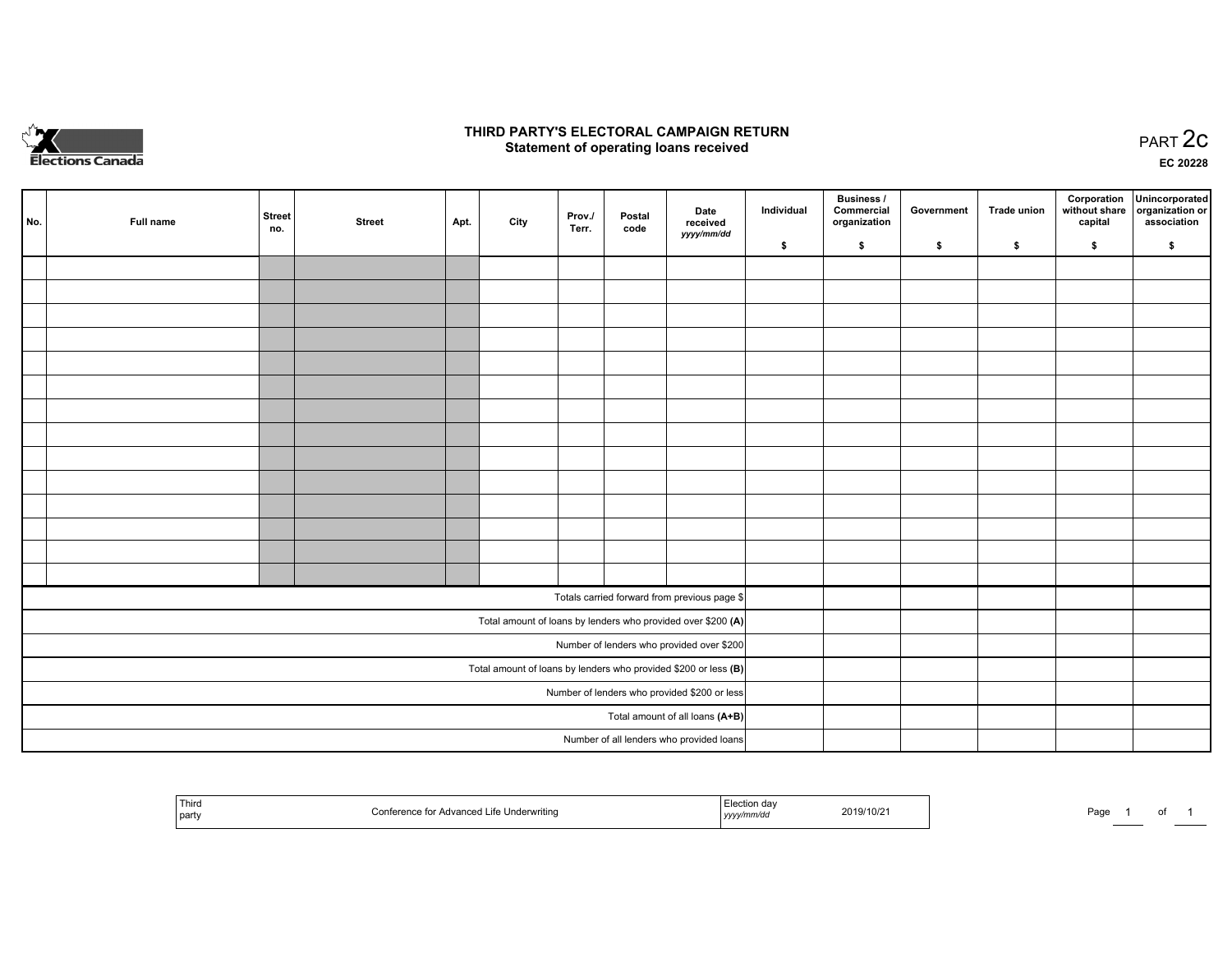# THIRD PARTY'S ELECTORAL CAMPAIGN RETURN

## Statement of operating loans received

PART 2c

EC 20228

| No. | Full name | Street no. | Street | Apt. | City | Prov./ Terr. | Postal code | Date received *yyyy/mm/dd* | Individual $ | Business / Commercial organization $ | Government $ | Trade union $ | Corporation without share capital $ | Unincorporated organization or association $ |
|---|---|---|---|---|---|---|---|---|---|---|---|---|---|---|
| | | | | | | | | | | | | | | |
| | | | | | | | | | | | | | | |
| | | | | | | | | | | | | | | |
| | | | | | | | | | | | | | | |
| | | | | | | | | | | | | | | |
| | | | | | | | | | | | | | | |
| | | | | | | | | | | | | | | |
| | | | | | | | | | | | | | | |
| | | | | | | | | | | | | | | |
| | | | | | | | | | | | | | | |
| | | | | | | | | | | | | | | |
| | | | | | | | | | | | | | | |
| | | | | | | | | | | | | | | |
| | | | | | | | | | | | | | | |
| Totals carried forward from previous page $ | | | | | | | | | | | | | | |
| Total amount of loans by lenders who provided over $200 **(A)** | | | | | | | | | | | | | | |
| Number of lenders who provided over $200 | | | | | | | | | | | | | | |
| Total amount of loans by lenders who provided $200 or less **(B)** | | | | | | | | | | | | | | |
| Number of lenders who provided $200 or less | | | | | | | | | | | | | | |
| Total amount of all loans **(A+B)** | | | | | | | | | | | | | | |
| Number of all lenders who provided loans | | | | | | | | | | | | | | |

| Third party | Conference for Advanced Life Underwriting | Election day *yyyy/mm/dd* | 2019/10/21 |
|---|---|---|---|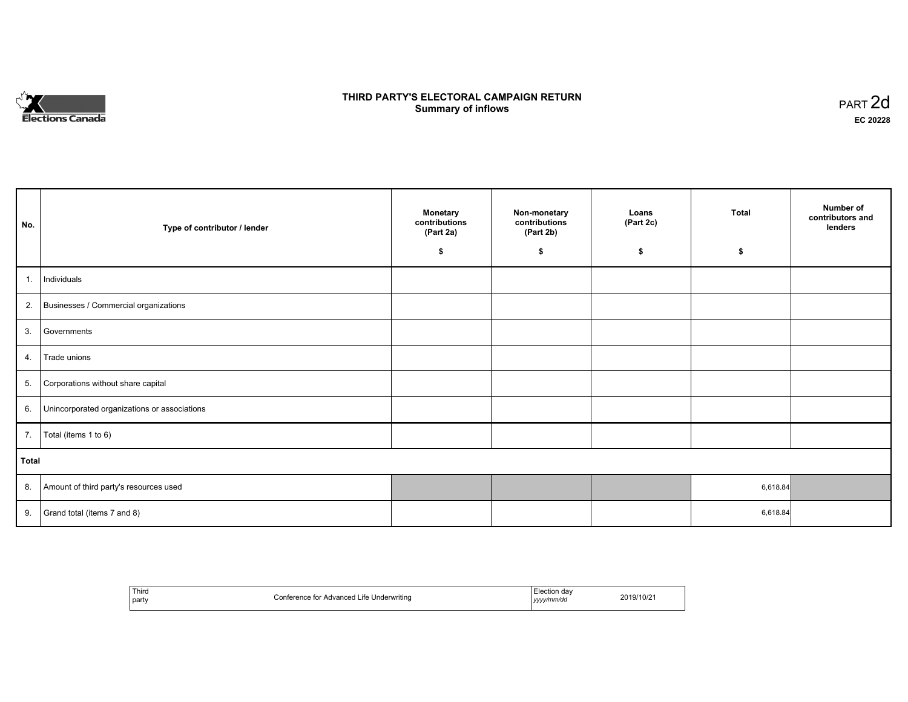Elections Canada

# THIRD PARTY'S ELECTORAL CAMPAIGN RETURN
## Summary of inflows

PART 2d

**EC 20228**

| No. | Type of contributor / lender | Monetary contributions (Part 2a) $ | Non-monetary contributions (Part 2b) $ | Loans (Part 2c) $ | Total $ | Number of contributors and lenders |
|---|---|---|---|---|---|---|
| 1. | Individuals | | | | | |
| 2. | Businesses / Commercial organizations | | | | | |
| 3. | Governments | | | | | |
| 4. | Trade unions | | | | | |
| 5. | Corporations without share capital | | | | | |
| 6. | Unincorporated organizations or associations | | | | | |
| 7. | Total (items 1 to 6) | | | | | |
| **Total** | | | | | | |
| 8. | Amount of third party's resources used | | | | 6,618.84 | |
| 9. | Grand total (items 7 and 8) | | | | 6,618.84 | |

| Third party | Conference for Advanced Life Underwriting | Election day *yyyy/mm/dd* | 2019/10/21 |
|---|---|---|---|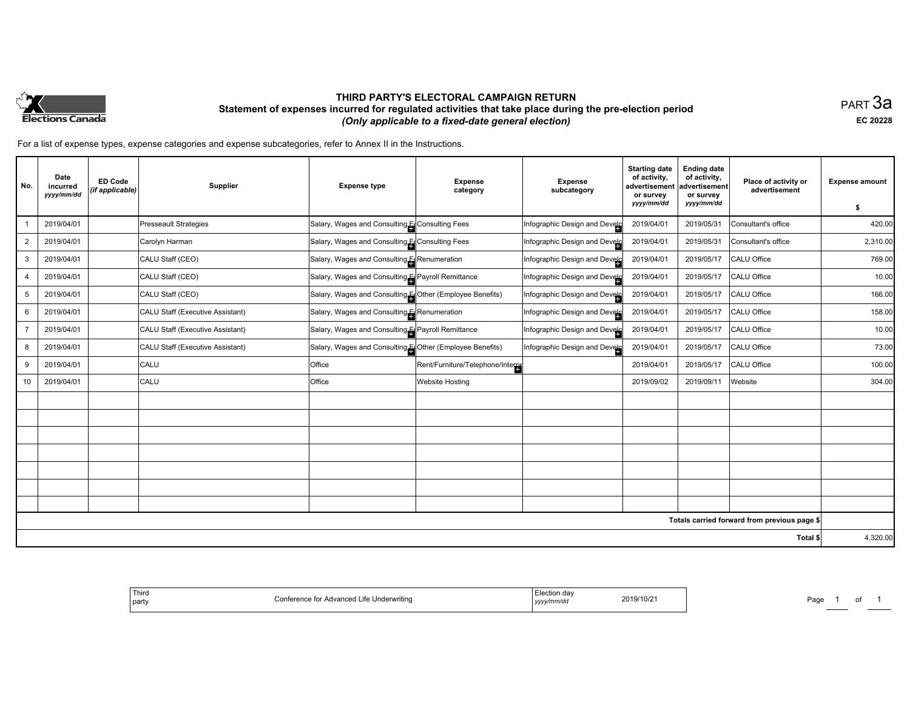Elections Canada

# THIRD PARTY'S ELECTORAL CAMPAIGN RETURN

## Statement of expenses incurred for regulated activities that take place during the pre-election period

*(Only applicable to a fixed-date general election)*

PART 3a

EC 20228

For a list of expense types, expense categories and expense subcategories, refer to Annex II in the Instructions.

| No. | Date incurred *yyyy/mm/dd* | ED Code *(if applicable)* | Supplier | Expense type | Expense category | Expense subcategory | Starting date of activity, advertisement or survey *yyyy/mm/dd* | Ending date of activity, advertisement or survey *yyyy/mm/dd* | Place of activity or advertisement | Expense amount $ |
|---|---|---|---|---|---|---|---|---|---|---|
| 1 | 2019/04/01 | | Presseault Strategies | Salary, Wages and Consulting F | Consulting Fees | Infographic Design and Develo | 2019/04/01 | 2019/05/31 | Consultant's office | 420.00 |
| 2 | 2019/04/01 | | Carolyn Harman | Salary, Wages and Consulting F | Consulting Fees | Infographic Design and Develo | 2019/04/01 | 2019/05/31 | Consultant's office | 2,310.00 |
| 3 | 2019/04/01 | | CALU Staff (CEO) | Salary, Wages and Consulting F | Renumeration | Infographic Design and Develo | 2019/04/01 | 2019/05/17 | CALU Office | 769.00 |
| 4 | 2019/04/01 | | CALU Staff (CEO) | Salary, Wages and Consulting F | Payroll Remittance | Infographic Design and Develo | 2019/04/01 | 2019/05/17 | CALU Office | 10.00 |
| 5 | 2019/04/01 | | CALU Staff (CEO) | Salary, Wages and Consulting F | Other (Employee Benefits) | Infographic Design and Develo | 2019/04/01 | 2019/05/17 | CALU Office | 166.00 |
| 6 | 2019/04/01 | | CALU Staff (Executive Assistant) | Salary, Wages and Consulting F | Renumeration | Infographic Design and Develo | 2019/04/01 | 2019/05/17 | CALU Office | 158.00 |
| 7 | 2019/04/01 | | CALU Staff (Executive Assistant) | Salary, Wages and Consulting F | Payroll Remittance | Infographic Design and Develo | 2019/04/01 | 2019/05/17 | CALU Office | 10.00 |
| 8 | 2019/04/01 | | CALU Staff (Executive Assistant) | Salary, Wages and Consulting F | Other (Employee Benefits) | Infographic Design and Develo | 2019/04/01 | 2019/05/17 | CALU Office | 73.00 |
| 9 | 2019/04/01 | | CALU | Office | Rent/Furniture/Telephone/Interne | | 2019/04/01 | 2019/05/17 | CALU Office | 100.00 |
| 10 | 2019/04/01 | | CALU | Office | Website Hosting | | 2019/09/02 | 2019/09/11 | Website | 304.00 |
| | | | | | | | | | | |
| | | | | | | | | | | |
| | | | | | | | | | | |
| | | | | | | | | | | |
| | | | | | | | | | | |
| | | | | | | | | | | |
| | | | | | | | | | | |
| | | | | | | | | | Totals carried forward from previous page $ | |
| | | | | | | | | | Total $ | 4,320.00 |

| Third party | Conference for Advanced Life Underwriting | Election day *yyyy/mm/dd* | 2019/10/21 |
|---|---|---|---|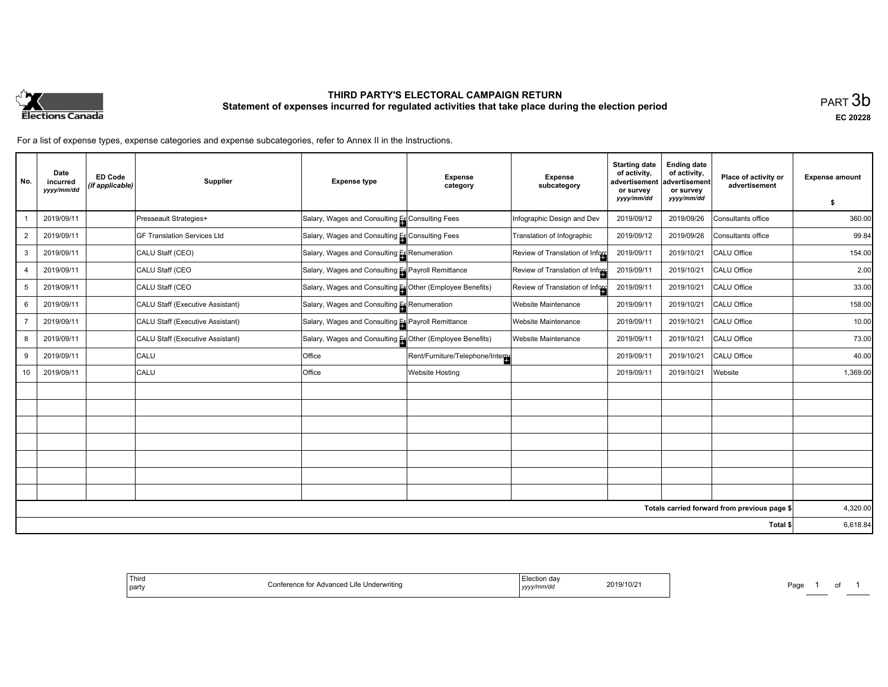# THIRD PARTY'S ELECTORAL CAMPAIGN RETURN

## Statement of expenses incurred for regulated activities that take place during the election period

PART 3b

EC 20228

For a list of expense types, expense categories and expense subcategories, refer to Annex II in the Instructions.

| No. | Date incurred *yyyy/mm/dd* | ED Code *(if applicable)* | Supplier | Expense type | Expense category | Expense subcategory | Starting date of activity, advertisement or survey *yyyy/mm/dd* | Ending date of activity, advertisement or survey *yyyy/mm/dd* | Place of activity or advertisement | Expense amount $ |
|---|---|---|---|---|---|---|---|---|---|---|
| 1 | 2019/09/11 | | Presseault Strategies+ | Salary, Wages and Consulting Fe | Consulting Fees | Infographic Design and Dev | 2019/09/12 | 2019/09/26 | Consultants office | 360.00 |
| 2 | 2019/09/11 | | GF Translation Services Ltd | Salary, Wages and Consulting Fe | Consulting Fees | Translation of Infographic | 2019/09/12 | 2019/09/26 | Consultants office | 99.84 |
| 3 | 2019/09/11 | | CALU Staff (CEO) | Salary, Wages and Consulting Fe | Renumeration | Review of Translation of Inforc | 2019/09/11 | 2019/10/21 | CALU Office | 154.00 |
| 4 | 2019/09/11 | | CALU Staff (CEO | Salary, Wages and Consulting Fe | Payroll Remittance | Review of Translation of Inforc | 2019/09/11 | 2019/10/21 | CALU Office | 2.00 |
| 5 | 2019/09/11 | | CALU Staff (CEO | Salary, Wages and Consulting Fe | Other (Employee Benefits) | Review of Translation of Inforc | 2019/09/11 | 2019/10/21 | CALU Office | 33.00 |
| 6 | 2019/09/11 | | CALU Staff (Executive Assistant) | Salary, Wages and Consulting Fe | Renumeration | Website Maintenance | 2019/09/11 | 2019/10/21 | CALU Office | 158.00 |
| 7 | 2019/09/11 | | CALU Staff (Executive Assistant) | Salary, Wages and Consulting Fe | Payroll Remittance | Website Maintenance | 2019/09/11 | 2019/10/21 | CALU Office | 10.00 |
| 8 | 2019/09/11 | | CALU Staff (Executive Assistant) | Salary, Wages and Consulting Fe | Other (Employee Benefits) | Website Maintenance | 2019/09/11 | 2019/10/21 | CALU Office | 73.00 |
| 9 | 2019/09/11 | | CALU | Office | Rent/Furniture/Telephone/Interne | | 2019/09/11 | 2019/10/21 | CALU Office | 40.00 |
| 10 | 2019/09/11 | | CALU | Office | Website Hosting | | 2019/09/11 | 2019/10/21 | Website | 1,369.00 |
| | | | | | | | | | | |
| | | | | | | | | | | |
| | | | | | | | | | | |
| | | | | | | | | | | |
| | | | | | | | | | | |
| | | | | | | | | | | |
| | | | | | | | | | | |
| | | | | | | | | | Totals carried forward from previous page $ | 4,320.00 |
| | | | | | | | | | Total $ | 6,618.84 |

| Third party | Conference for Advanced Life Underwriting | Election day *yyyy/mm/dd* | 2019/10/21 |
|---|---|---|---|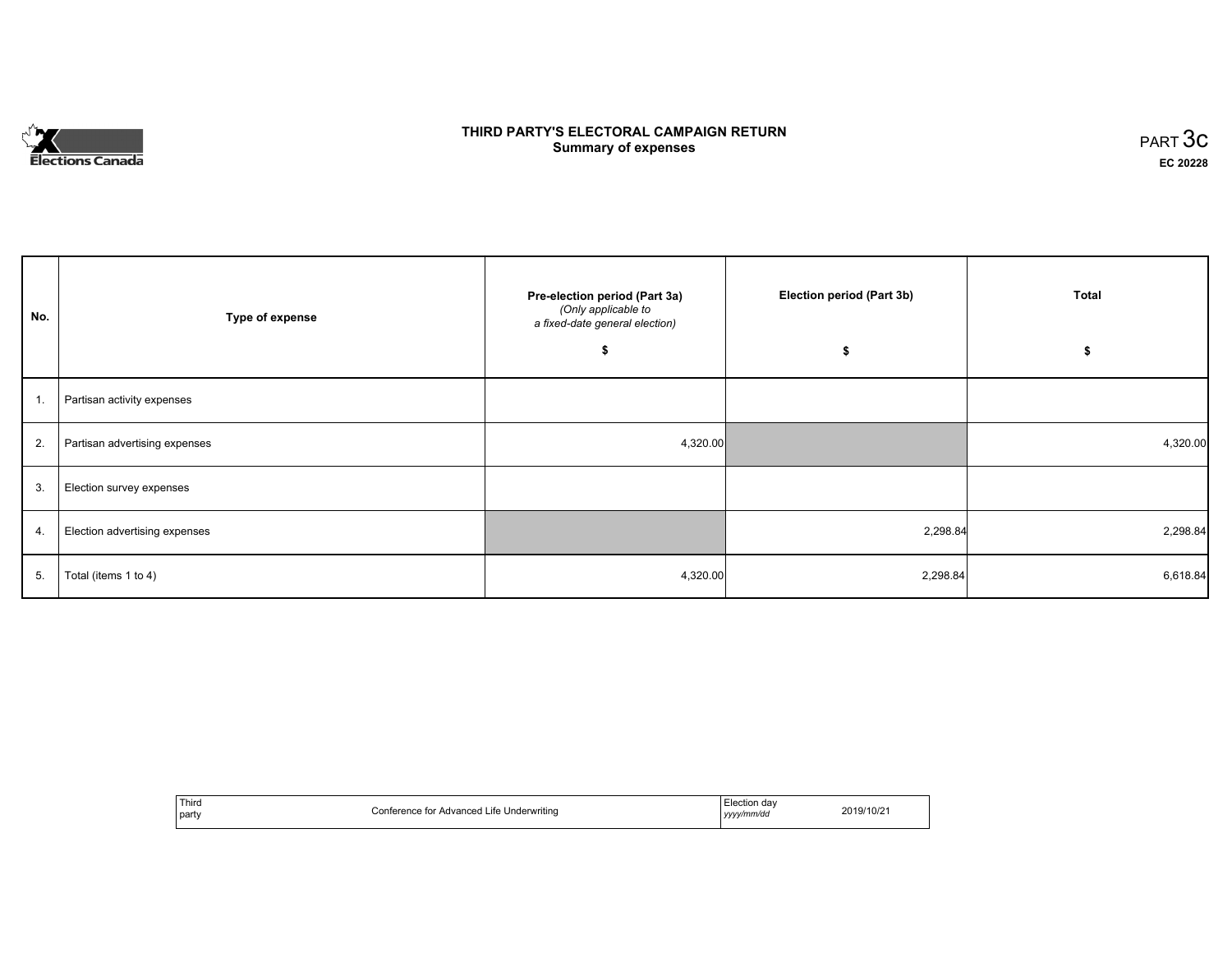Elections Canada

# THIRD PARTY'S ELECTORAL CAMPAIGN RETURN
## Summary of expenses

PART 3c
**EC 20228**

| No. | Type of expense | Pre-election period (Part 3a) *(Only applicable to a fixed-date general election)* $ | Election period (Part 3b) $ | Total $ |
|---|---|---|---|---|
| 1. | Partisan activity expenses | | | |
| 2. | Partisan advertising expenses | 4,320.00 | | 4,320.00 |
| 3. | Election survey expenses | | | |
| 4. | Election advertising expenses | | 2,298.84 | 2,298.84 |
| 5. | Total (items 1 to 4) | 4,320.00 | 2,298.84 | 6,618.84 |

| | | | |
|---|---|---|---|
| Third party | Conference for Advanced Life Underwriting | Election day *yyyy/mm/dd* | 2019/10/21 |